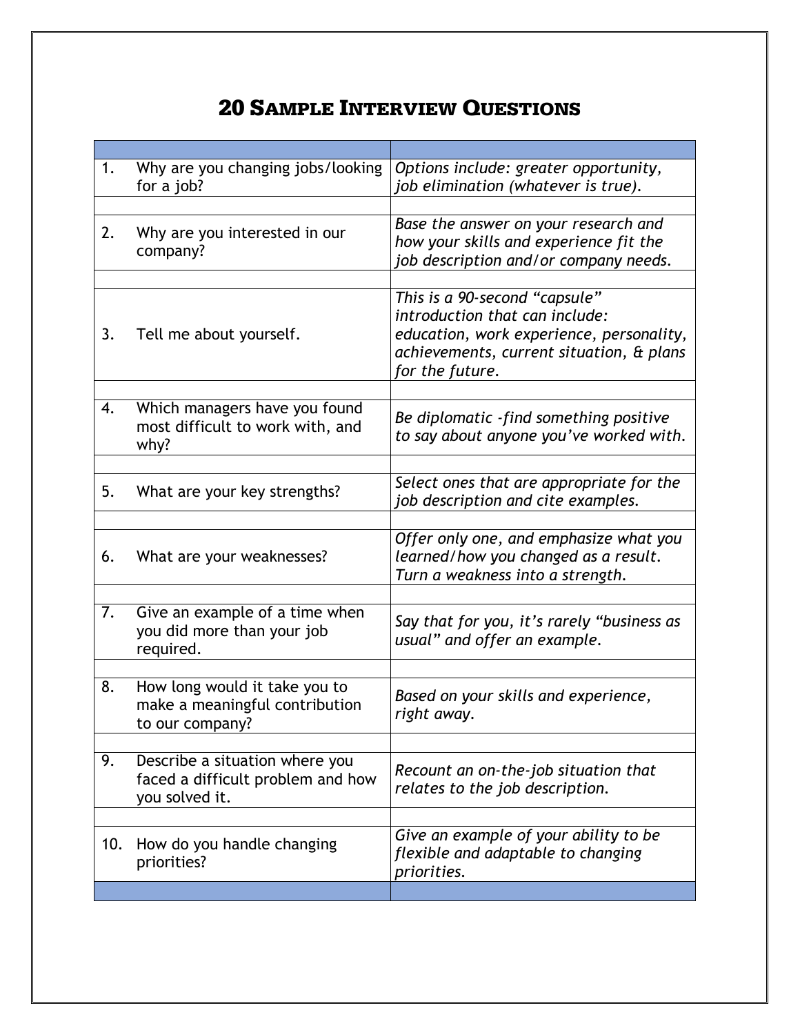# 20 Sample Interview Questions

| | |
|---|---|
| 1. Why are you changing jobs/looking for a job? | *Options include: greater opportunity, job elimination (whatever is true).* |
| | |
| 2. Why are you interested in our company? | *Base the answer on your research and how your skills and experience fit the job description and/or company needs.* |
| | |
| 3. Tell me about yourself. | *This is a 90-second "capsule" introduction that can include: education, work experience, personality, achievements, current situation, & plans for the future.* |
| | |
| 4. Which managers have you found most difficult to work with, and why? | *Be diplomatic -find something positive to say about anyone you've worked with.* |
| | |
| 5. What are your key strengths? | *Select ones that are appropriate for the job description and cite examples.* |
| | |
| 6. What are your weaknesses? | *Offer only one, and emphasize what you learned/how you changed as a result. Turn a weakness into a strength.* |
| | |
| 7. Give an example of a time when you did more than your job required. | *Say that for you, it's rarely "business as usual" and offer an example.* |
| | |
| 8. How long would it take you to make a meaningful contribution to our company? | *Based on your skills and experience, right away.* |
| | |
| 9. Describe a situation where you faced a difficult problem and how you solved it. | *Recount an on-the-job situation that relates to the job description.* |
| | |
| 10. How do you handle changing priorities? | *Give an example of your ability to be flexible and adaptable to changing priorities.* |
| | |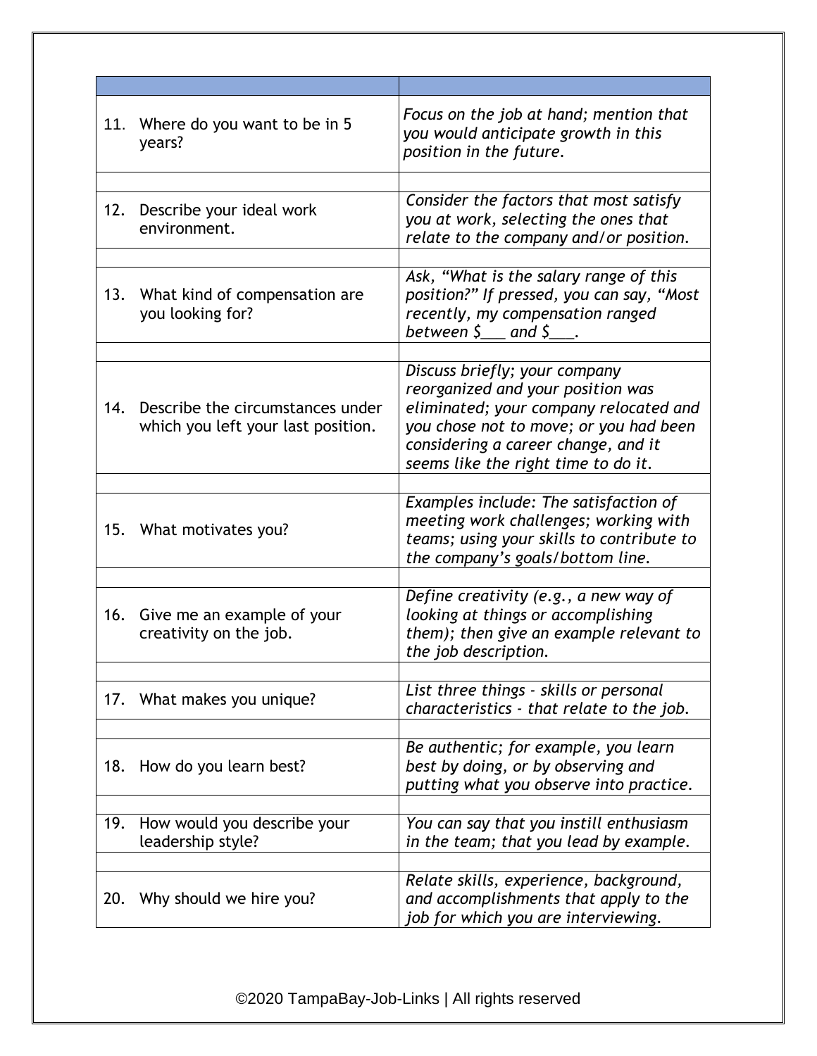| | |
|---|---|
| 11. Where do you want to be in 5 years? | *Focus on the job at hand; mention that you would anticipate growth in this position in the future.* |
| | |
| 12. Describe your ideal work environment. | *Consider the factors that most satisfy you at work, selecting the ones that relate to the company and/or position.* |
| | |
| 13. What kind of compensation are you looking for? | *Ask, "What is the salary range of this position?" If pressed, you can say, "Most recently, my compensation ranged between $___ and $___.* |
| | |
| 14. Describe the circumstances under which you left your last position. | *Discuss briefly; your company reorganized and your position was eliminated; your company relocated and you chose not to move; or you had been considering a career change, and it seems like the right time to do it.* |
| | |
| 15. What motivates you? | *Examples include: The satisfaction of meeting work challenges; working with teams; using your skills to contribute to the company's goals/bottom line.* |
| | |
| 16. Give me an example of your creativity on the job. | *Define creativity (e.g., a new way of looking at things or accomplishing them); then give an example relevant to the job description.* |
| | |
| 17. What makes you unique? | *List three things - skills or personal characteristics - that relate to the job.* |
| | |
| 18. How do you learn best? | *Be authentic; for example, you learn best by doing, or by observing and putting what you observe into practice.* |
| | |
| 19. How would you describe your leadership style? | *You can say that you instill enthusiasm in the team; that you lead by example.* |
| | |
| 20. Why should we hire you? | *Relate skills, experience, background, and accomplishments that apply to the job for which you are interviewing.* |

©2020 TampaBay-Job-Links | All rights reserved